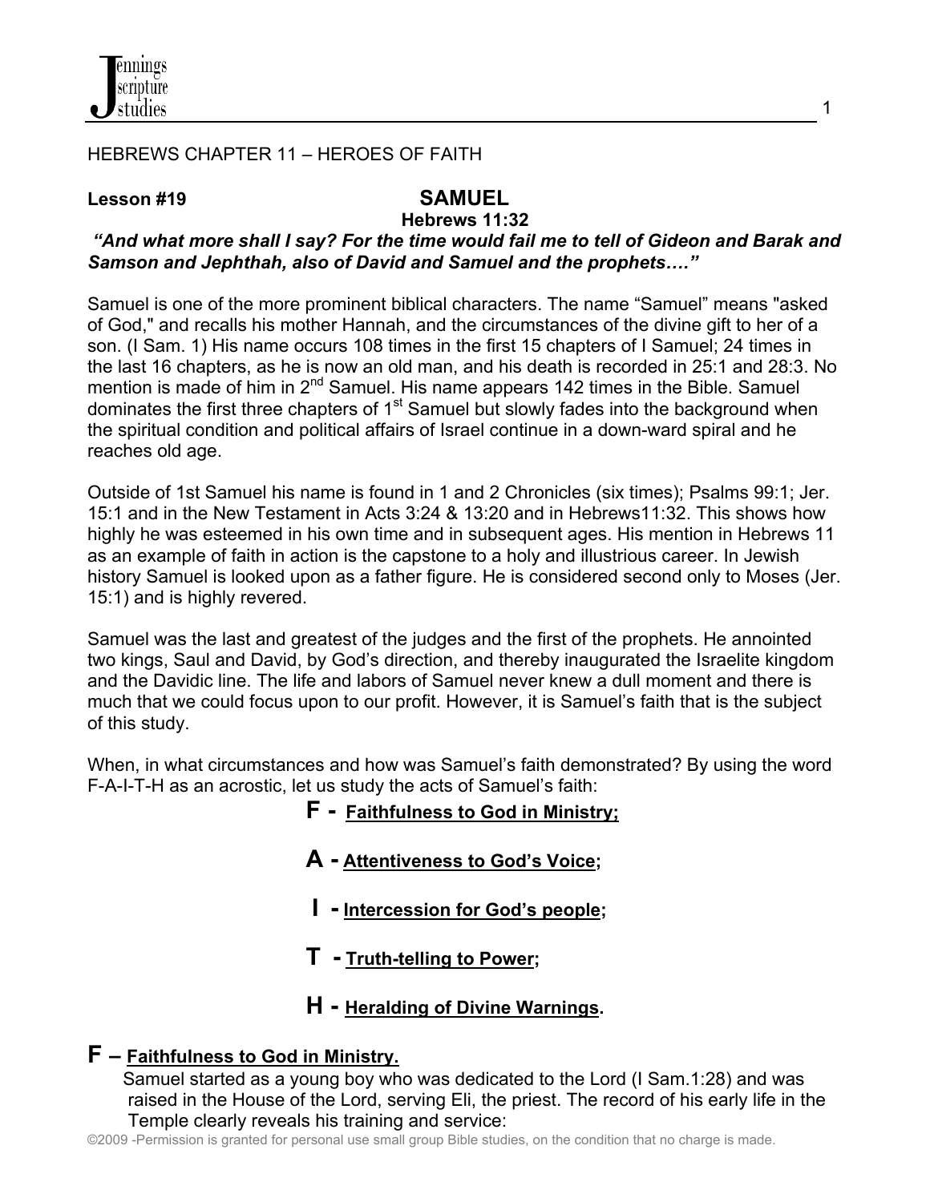HEBREWS CHAPTER 11 – HEROES OF FAITH

**Lesson #19**

# SAMUEL

**Hebrews 11:32**

***"And what more shall I say? For the time would fail me to tell of Gideon and Barak and Samson and Jephthah, also of David and Samuel and the prophets…."***

Samuel is one of the more prominent biblical characters. The name "Samuel" means "asked of God," and recalls his mother Hannah, and the circumstances of the divine gift to her of a son. (I Sam. 1) His name occurs 108 times in the first 15 chapters of I Samuel; 24 times in the last 16 chapters, as he is now an old man, and his death is recorded in 25:1 and 28:3. No mention is made of him in 2nd Samuel. His name appears 142 times in the Bible. Samuel dominates the first three chapters of 1st Samuel but slowly fades into the background when the spiritual condition and political affairs of Israel continue in a down-ward spiral and he reaches old age.

Outside of 1st Samuel his name is found in 1 and 2 Chronicles (six times); Psalms 99:1; Jer. 15:1 and in the New Testament in Acts 3:24 & 13:20 and in Hebrews11:32. This shows how highly he was esteemed in his own time and in subsequent ages. His mention in Hebrews 11 as an example of faith in action is the capstone to a holy and illustrious career. In Jewish history Samuel is looked upon as a father figure. He is considered second only to Moses (Jer. 15:1) and is highly revered.

Samuel was the last and greatest of the judges and the first of the prophets. He annointed two kings, Saul and David, by God's direction, and thereby inaugurated the Israelite kingdom and the Davidic line. The life and labors of Samuel never knew a dull moment and there is much that we could focus upon to our profit. However, it is Samuel's faith that is the subject of this study.

When, in what circumstances and how was Samuel's faith demonstrated? By using the word F-A-I-T-H as an acrostic, let us study the acts of Samuel's faith:

**F - Faithfulness to God in Ministry;**

**A - Attentiveness to God's Voice;**

**I - Intercession for God's people;**

**T - Truth-telling to Power;**

**H - Heralding of Divine Warnings.**

## F – Faithfulness to God in Ministry.

Samuel started as a young boy who was dedicated to the Lord (I Sam.1:28) and was raised in the House of the Lord, serving Eli, the priest. The record of his early life in the Temple clearly reveals his training and service: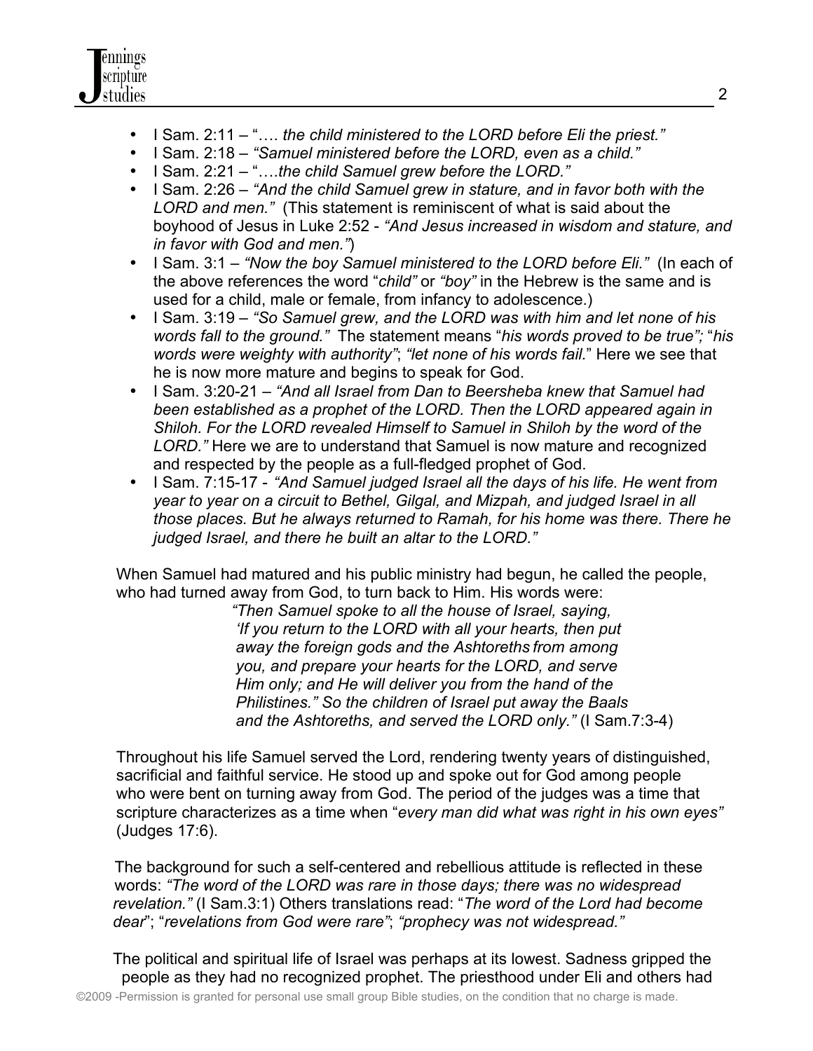- I Sam. 2:11 – "…. *the child ministered to the LORD before Eli the priest."*
- I Sam. 2:18 – *"Samuel ministered before the LORD, even as a child."*
- I Sam. 2:21 – "….*the child Samuel grew before the LORD."*
- I Sam. 2:26 – *"And the child Samuel grew in stature, and in favor both with the LORD and men."* (This statement is reminiscent of what is said about the boyhood of Jesus in Luke 2:52 - *"And Jesus increased in wisdom and stature, and in favor with God and men."*)
- I Sam. 3:1 – *"Now the boy Samuel ministered to the LORD before Eli."* (In each of the above references the word "*child"* or *"boy"* in the Hebrew is the same and is used for a child, male or female, from infancy to adolescence.)
- I Sam. 3:19 – *"So Samuel grew, and the LORD was with him and let none of his words fall to the ground."* The statement means "*his words proved to be true";* "*his words were weighty with authority*"; *"let none of his words fail.*" Here we see that he is now more mature and begins to speak for God.
- I Sam. 3:20-21 – *"And all Israel from Dan to Beersheba knew that Samuel had been established as a prophet of the LORD. Then the LORD appeared again in Shiloh. For the LORD revealed Himself to Samuel in Shiloh by the word of the LORD."* Here we are to understand that Samuel is now mature and recognized and respected by the people as a full-fledged prophet of God.
- I Sam. 7:15-17 - *"And Samuel judged Israel all the days of his life. He went from year to year on a circuit to Bethel, Gilgal, and Mizpah, and judged Israel in all those places. But he always returned to Ramah, for his home was there. There he judged Israel, and there he built an altar to the LORD."*

When Samuel had matured and his public ministry had begun, he called the people, who had turned away from God, to turn back to Him. His words were:

> *"Then Samuel spoke to all the house of Israel, saying, 'If you return to the LORD with all your hearts, then put away the foreign gods and the Ashtoreths from among you, and prepare your hearts for the LORD, and serve Him only; and He will deliver you from the hand of the Philistines." So the children of Israel put away the Baals and the Ashtoreths, and served the LORD only."* (I Sam.7:3-4)

Throughout his life Samuel served the Lord, rendering twenty years of distinguished, sacrificial and faithful service. He stood up and spoke out for God among people who were bent on turning away from God. The period of the judges was a time that scripture characterizes as a time when "*every man did what was right in his own eyes"* (Judges 17:6).

The background for such a self-centered and rebellious attitude is reflected in these words: *"The word of the LORD was rare in those days; there was no widespread revelation."* (I Sam.3:1) Others translations read: "*The word of the Lord had become dear*"; "*revelations from God were rare"*; *"prophecy was not widespread."*

The political and spiritual life of Israel was perhaps at its lowest. Sadness gripped the people as they had no recognized prophet. The priesthood under Eli and others had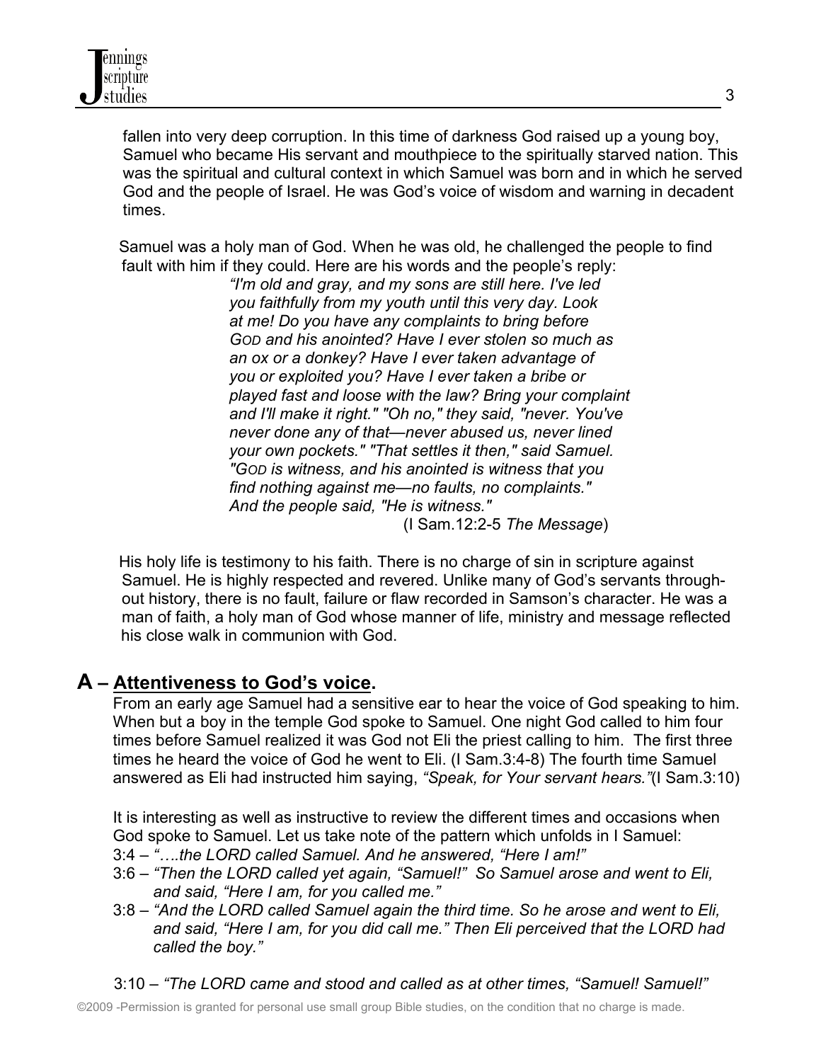fallen into very deep corruption. In this time of darkness God raised up a young boy, Samuel who became His servant and mouthpiece to the spiritually starved nation. This was the spiritual and cultural context in which Samuel was born and in which he served God and the people of Israel. He was God's voice of wisdom and warning in decadent times.

Samuel was a holy man of God. When he was old, he challenged the people to find fault with him if they could. Here are his words and the people's reply:

> *"I'm old and gray, and my sons are still here. I've led you faithfully from my youth until this very day. Look at me! Do you have any complaints to bring before GOD and his anointed? Have I ever stolen so much as an ox or a donkey? Have I ever taken advantage of you or exploited you? Have I ever taken a bribe or played fast and loose with the law? Bring your complaint and I'll make it right." "Oh no," they said, "never. You've never done any of that—never abused us, never lined your own pockets." "That settles it then," said Samuel. "GOD is witness, and his anointed is witness that you find nothing against me—no faults, no complaints." And the people said, "He is witness."*
>
> (I Sam.12:2-5 *The Message*)

His holy life is testimony to his faith. There is no charge of sin in scripture against Samuel. He is highly respected and revered. Unlike many of God's servants throughout history, there is no fault, failure or flaw recorded in Samson's character. He was a man of faith, a holy man of God whose manner of life, ministry and message reflected his close walk in communion with God.

## A – <u>Attentiveness to God's voice</u>.

From an early age Samuel had a sensitive ear to hear the voice of God speaking to him. When but a boy in the temple God spoke to Samuel. One night God called to him four times before Samuel realized it was God not Eli the priest calling to him. The first three times he heard the voice of God he went to Eli. (I Sam.3:4-8) The fourth time Samuel answered as Eli had instructed him saying, *"Speak, for Your servant hears."*(I Sam.3:10)

It is interesting as well as instructive to review the different times and occasions when God spoke to Samuel. Let us take note of the pattern which unfolds in I Samuel:

3:4 – *"….the LORD called Samuel. And he answered, "Here I am!"*

3:6 – *"Then the LORD called yet again, "Samuel!" So Samuel arose and went to Eli, and said, "Here I am, for you called me."*

3:8 – *"And the LORD called Samuel again the third time. So he arose and went to Eli, and said, "Here I am, for you did call me." Then Eli perceived that the LORD had called the boy."*

3:10 – *"The LORD came and stood and called as at other times, "Samuel! Samuel!"*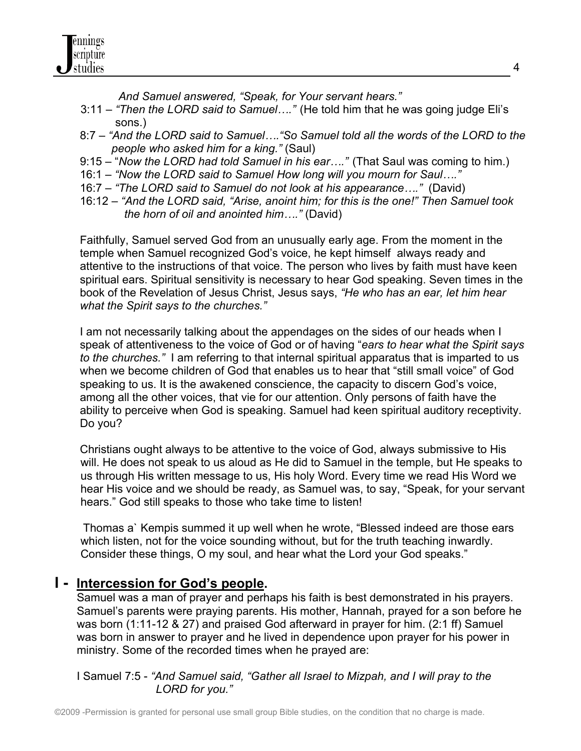*And Samuel answered, "Speak, for Your servant hears."*

3:11 – *"Then the LORD said to Samuel…."* (He told him that he was going judge Eli's sons.)

8:7 – *"And the LORD said to Samuel…."So Samuel told all the words of the LORD to the people who asked him for a king."* (Saul)

9:15 – "*Now the LORD had told Samuel in his ear…."* (That Saul was coming to him.)

16:1 – *"Now the LORD said to Samuel How long will you mourn for Saul…."*

16:7 – *"The LORD said to Samuel do not look at his appearance…."* (David)

16:12 – *"And the LORD said, "Arise, anoint him; for this is the one!" Then Samuel took the horn of oil and anointed him…."* (David)

Faithfully, Samuel served God from an unusually early age. From the moment in the temple when Samuel recognized God's voice, he kept himself always ready and attentive to the instructions of that voice. The person who lives by faith must have keen spiritual ears. Spiritual sensitivity is necessary to hear God speaking. Seven times in the book of the Revelation of Jesus Christ, Jesus says, *"He who has an ear, let him hear what the Spirit says to the churches."*

I am not necessarily talking about the appendages on the sides of our heads when I speak of attentiveness to the voice of God or of having "*ears to hear what the Spirit says to the churches."* I am referring to that internal spiritual apparatus that is imparted to us when we become children of God that enables us to hear that "still small voice" of God speaking to us. It is the awakened conscience, the capacity to discern God's voice, among all the other voices, that vie for our attention. Only persons of faith have the ability to perceive when God is speaking. Samuel had keen spiritual auditory receptivity. Do you?

Christians ought always to be attentive to the voice of God, always submissive to His will. He does not speak to us aloud as He did to Samuel in the temple, but He speaks to us through His written message to us, His holy Word. Every time we read His Word we hear His voice and we should be ready, as Samuel was, to say, "Speak, for your servant hears." God still speaks to those who take time to listen!

Thomas a` Kempis summed it up well when he wrote, "Blessed indeed are those ears which listen, not for the voice sounding without, but for the truth teaching inwardly. Consider these things, O my soul, and hear what the Lord your God speaks."

## I - **Intercession for God's people.**

Samuel was a man of prayer and perhaps his faith is best demonstrated in his prayers. Samuel's parents were praying parents. His mother, Hannah, prayed for a son before he was born (1:11-12 & 27) and praised God afterward in prayer for him. (2:1 ff) Samuel was born in answer to prayer and he lived in dependence upon prayer for his power in ministry. Some of the recorded times when he prayed are:

I Samuel 7:5 - *"And Samuel said, "Gather all Israel to Mizpah, and I will pray to the LORD for you."*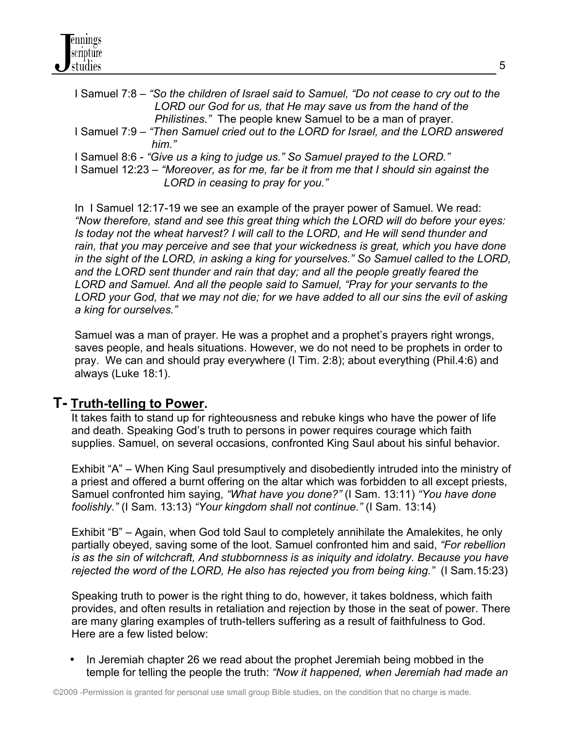I Samuel 7:8 – *"So the children of Israel said to Samuel, "Do not cease to cry out to the LORD our God for us, that He may save us from the hand of the Philistines."* The people knew Samuel to be a man of prayer.

I Samuel 7:9 – *"Then Samuel cried out to the LORD for Israel, and the LORD answered him."*

I Samuel 8:6 - *"Give us a king to judge us." So Samuel prayed to the LORD."*

I Samuel 12:23 – *"Moreover, as for me, far be it from me that I should sin against the LORD in ceasing to pray for you."*

In I Samuel 12:17-19 we see an example of the prayer power of Samuel. We read: *"Now therefore, stand and see this great thing which the LORD will do before your eyes: Is today not the wheat harvest? I will call to the LORD, and He will send thunder and rain, that you may perceive and see that your wickedness is great, which you have done in the sight of the LORD, in asking a king for yourselves." So Samuel called to the LORD, and the LORD sent thunder and rain that day; and all the people greatly feared the LORD and Samuel. And all the people said to Samuel, "Pray for your servants to the LORD your God, that we may not die; for we have added to all our sins the evil of asking a king for ourselves."*

Samuel was a man of prayer. He was a prophet and a prophet's prayers right wrongs, saves people, and heals situations. However, we do not need to be prophets in order to pray. We can and should pray everywhere (I Tim. 2:8); about everything (Phil.4:6) and always (Luke 18:1).

## T- Truth-telling to Power.

It takes faith to stand up for righteousness and rebuke kings who have the power of life and death. Speaking God's truth to persons in power requires courage which faith supplies. Samuel, on several occasions, confronted King Saul about his sinful behavior.

Exhibit "A" – When King Saul presumptively and disobediently intruded into the ministry of a priest and offered a burnt offering on the altar which was forbidden to all except priests, Samuel confronted him saying, *"What have you done?"* (I Sam. 13:11) *"You have done foolishly."* (I Sam. 13:13) *"Your kingdom shall not continue."* (I Sam. 13:14)

Exhibit "B" – Again, when God told Saul to completely annihilate the Amalekites, he only partially obeyed, saving some of the loot. Samuel confronted him and said, *"For rebellion is as the sin of witchcraft, And stubbornness is as iniquity and idolatry. Because you have rejected the word of the LORD, He also has rejected you from being king."* (I Sam.15:23)

Speaking truth to power is the right thing to do, however, it takes boldness, which faith provides, and often results in retaliation and rejection by those in the seat of power. There are many glaring examples of truth-tellers suffering as a result of faithfulness to God. Here are a few listed below:

- In Jeremiah chapter 26 we read about the prophet Jeremiah being mobbed in the temple for telling the people the truth: *"Now it happened, when Jeremiah had made an*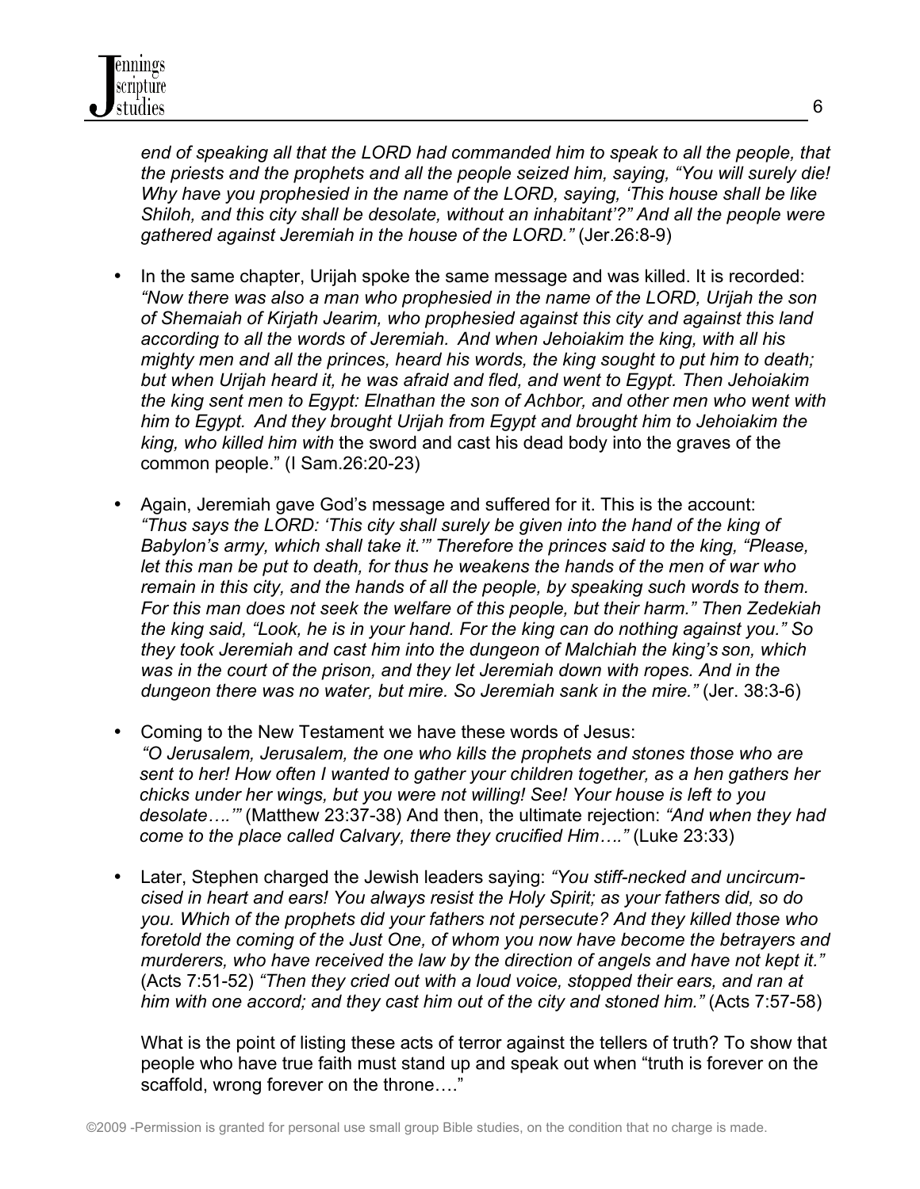*end of speaking all that the LORD had commanded him to speak to all the people, that the priests and the prophets and all the people seized him, saying, "You will surely die! Why have you prophesied in the name of the LORD, saying, 'This house shall be like Shiloh, and this city shall be desolate, without an inhabitant'?" And all the people were gathered against Jeremiah in the house of the LORD."* (Jer.26:8-9)

- In the same chapter, Urijah spoke the same message and was killed. It is recorded: *"Now there was also a man who prophesied in the name of the LORD, Urijah the son of Shemaiah of Kirjath Jearim, who prophesied against this city and against this land according to all the words of Jeremiah. And when Jehoiakim the king, with all his mighty men and all the princes, heard his words, the king sought to put him to death; but when Urijah heard it, he was afraid and fled, and went to Egypt. Then Jehoiakim the king sent men to Egypt: Elnathan the son of Achbor, and other men who went with him to Egypt. And they brought Urijah from Egypt and brought him to Jehoiakim the king, who killed him with* the sword and cast his dead body into the graves of the common people." (I Sam.26:20-23)

- Again, Jeremiah gave God's message and suffered for it. This is the account: *"Thus says the LORD: 'This city shall surely be given into the hand of the king of Babylon's army, which shall take it.'" Therefore the princes said to the king, "Please, let this man be put to death, for thus he weakens the hands of the men of war who remain in this city, and the hands of all the people, by speaking such words to them. For this man does not seek the welfare of this people, but their harm." Then Zedekiah the king said, "Look, he is in your hand. For the king can do nothing against you." So they took Jeremiah and cast him into the dungeon of Malchiah the king's son, which was in the court of the prison, and they let Jeremiah down with ropes. And in the dungeon there was no water, but mire. So Jeremiah sank in the mire."* (Jer. 38:3-6)

- Coming to the New Testament we have these words of Jesus: *"O Jerusalem, Jerusalem, the one who kills the prophets and stones those who are sent to her! How often I wanted to gather your children together, as a hen gathers her chicks under her wings, but you were not willing! See! Your house is left to you desolate….'"* (Matthew 23:37-38) And then, the ultimate rejection: *"And when they had come to the place called Calvary, there they crucified Him…."* (Luke 23:33)

- Later, Stephen charged the Jewish leaders saying: *"You stiff-necked and uncircumcised in heart and ears! You always resist the Holy Spirit; as your fathers did, so do you. Which of the prophets did your fathers not persecute? And they killed those who foretold the coming of the Just One, of whom you now have become the betrayers and murderers, who have received the law by the direction of angels and have not kept it."* (Acts 7:51-52) *"Then they cried out with a loud voice, stopped their ears, and ran at him with one accord; and they cast him out of the city and stoned him."* (Acts 7:57-58)

  What is the point of listing these acts of terror against the tellers of truth? To show that people who have true faith must stand up and speak out when "truth is forever on the scaffold, wrong forever on the throne…."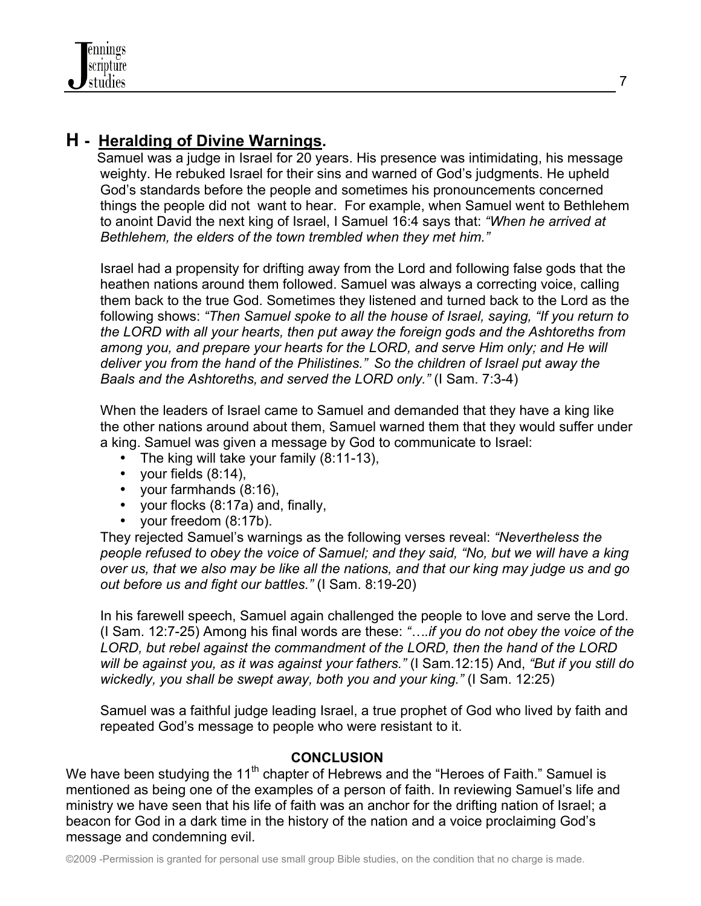## H - Heralding of Divine Warnings.

Samuel was a judge in Israel for 20 years. His presence was intimidating, his message weighty. He rebuked Israel for their sins and warned of God's judgments. He upheld God's standards before the people and sometimes his pronouncements concerned things the people did not want to hear. For example, when Samuel went to Bethlehem to anoint David the next king of Israel, I Samuel 16:4 says that: *"When he arrived at Bethlehem, the elders of the town trembled when they met him."*

Israel had a propensity for drifting away from the Lord and following false gods that the heathen nations around them followed. Samuel was always a correcting voice, calling them back to the true God. Sometimes they listened and turned back to the Lord as the following shows: *"Then Samuel spoke to all the house of Israel, saying, "If you return to the LORD with all your hearts, then put away the foreign gods and the Ashtoreths from among you, and prepare your hearts for the LORD, and serve Him only; and He will deliver you from the hand of the Philistines." So the children of Israel put away the Baals and the Ashtoreths, and served the LORD only."* (I Sam. 7:3-4)

When the leaders of Israel came to Samuel and demanded that they have a king like the other nations around about them, Samuel warned them that they would suffer under a king. Samuel was given a message by God to communicate to Israel:

- The king will take your family (8:11-13),
- your fields (8:14),
- your farmhands (8:16),
- your flocks (8:17a) and, finally,
- your freedom (8:17b).

They rejected Samuel's warnings as the following verses reveal: *"Nevertheless the people refused to obey the voice of Samuel; and they said, "No, but we will have a king over us, that we also may be like all the nations, and that our king may judge us and go out before us and fight our battles."* (I Sam. 8:19-20)

In his farewell speech, Samuel again challenged the people to love and serve the Lord. (I Sam. 12:7-25) Among his final words are these: *"….if you do not obey the voice of the LORD, but rebel against the commandment of the LORD, then the hand of the LORD will be against you, as it was against your fathers."* (I Sam.12:15) And, *"But if you still do wickedly, you shall be swept away, both you and your king."* (I Sam. 12:25)

Samuel was a faithful judge leading Israel, a true prophet of God who lived by faith and repeated God's message to people who were resistant to it.

**CONCLUSION**

We have been studying the 11th chapter of Hebrews and the "Heroes of Faith." Samuel is mentioned as being one of the examples of a person of faith. In reviewing Samuel's life and ministry we have seen that his life of faith was an anchor for the drifting nation of Israel; a beacon for God in a dark time in the history of the nation and a voice proclaiming God's message and condemning evil.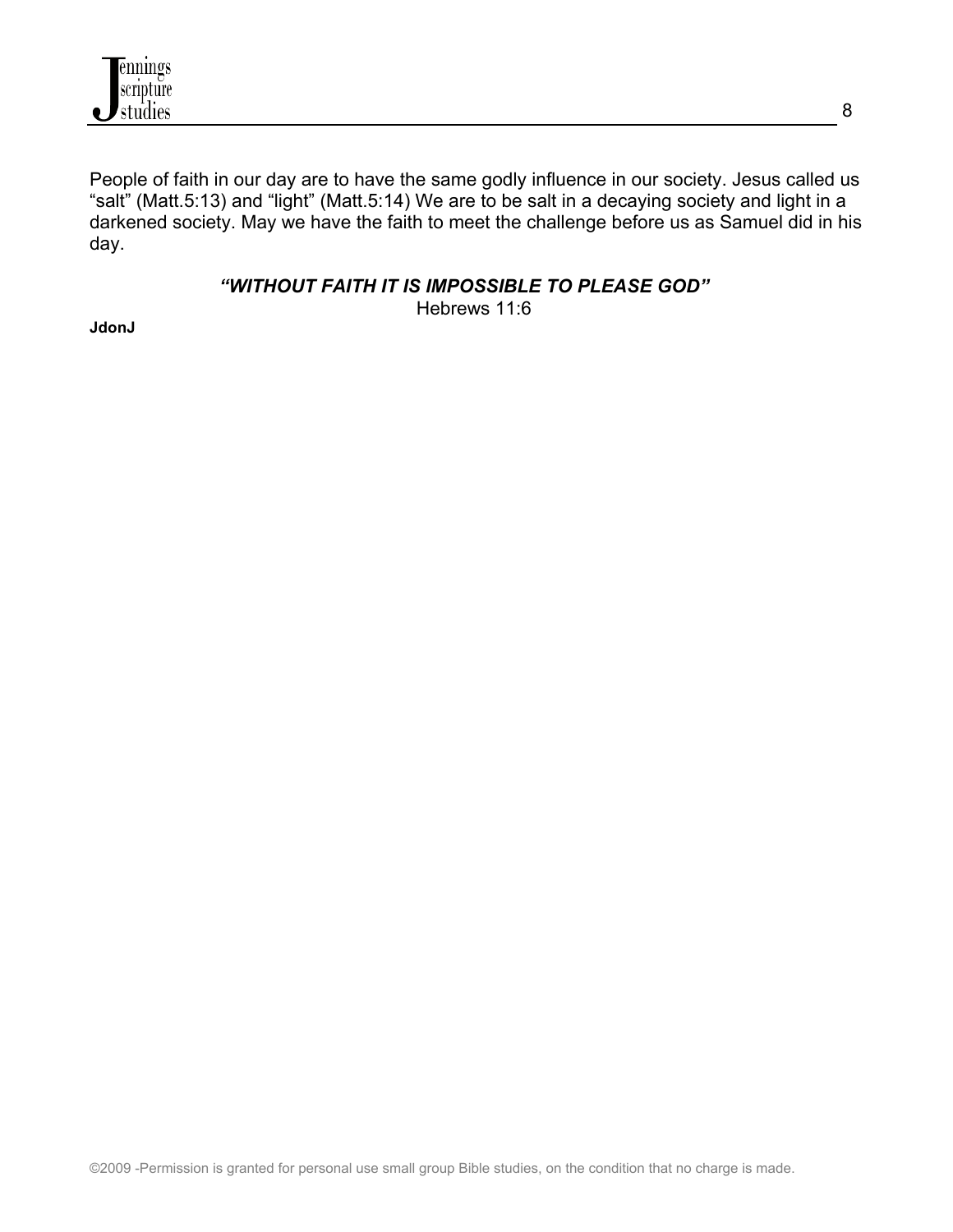People of faith in our day are to have the same godly influence in our society. Jesus called us "salt" (Matt.5:13) and "light" (Matt.5:14) We are to be salt in a decaying society and light in a darkened society. May we have the faith to meet the challenge before us as Samuel did in his day.

***"WITHOUT FAITH IT IS IMPOSSIBLE TO PLEASE GOD"***
Hebrews 11:6

**JdonJ**

©2009 -Permission is granted for personal use small group Bible studies, on the condition that no charge is made.